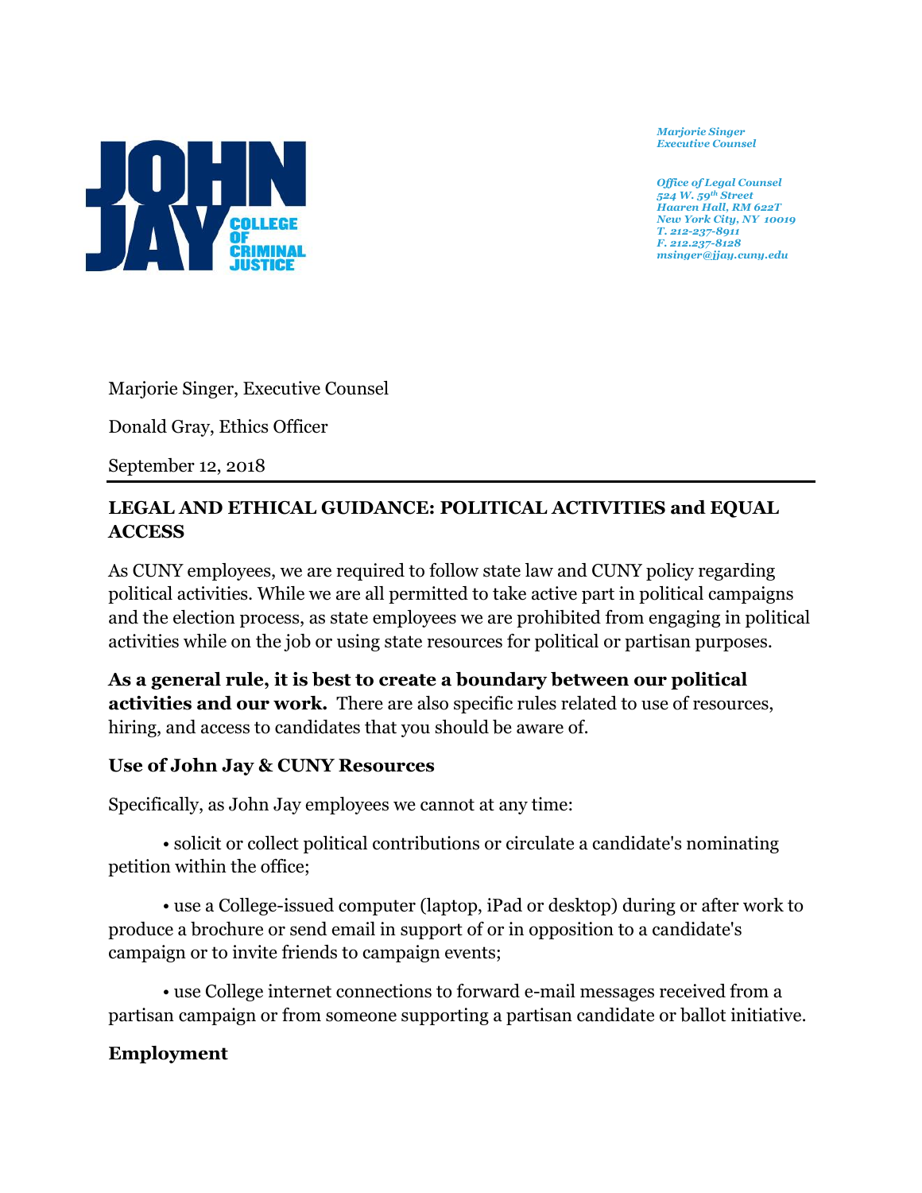Marjorie Singer
Executive Counsel

Office of Legal Counsel
524 W. 59th Street
Haaren Hall, RM 622T
New York City, NY 10019
T. 212-237-8911
F. 212.237-8128
msinger@jjay.cuny.edu

Marjorie Singer, Executive Counsel

Donald Gray, Ethics Officer

September 12, 2018

---

**LEGAL AND ETHICAL GUIDANCE: POLITICAL ACTIVITIES and EQUAL ACCESS**

As CUNY employees, we are required to follow state law and CUNY policy regarding political activities. While we are all permitted to take active part in political campaigns and the election process, as state employees we are prohibited from engaging in political activities while on the job or using state resources for political or partisan purposes.

**As a general rule, it is best to create a boundary between our political activities and our work.** There are also specific rules related to use of resources, hiring, and access to candidates that you should be aware of.

**Use of John Jay & CUNY Resources**

Specifically, as John Jay employees we cannot at any time:

- solicit or collect political contributions or circulate a candidate's nominating petition within the office;
- use a College-issued computer (laptop, iPad or desktop) during or after work to produce a brochure or send email in support of or in opposition to a candidate's campaign or to invite friends to campaign events;
- use College internet connections to forward e-mail messages received from a partisan campaign or from someone supporting a partisan candidate or ballot initiative.

**Employment**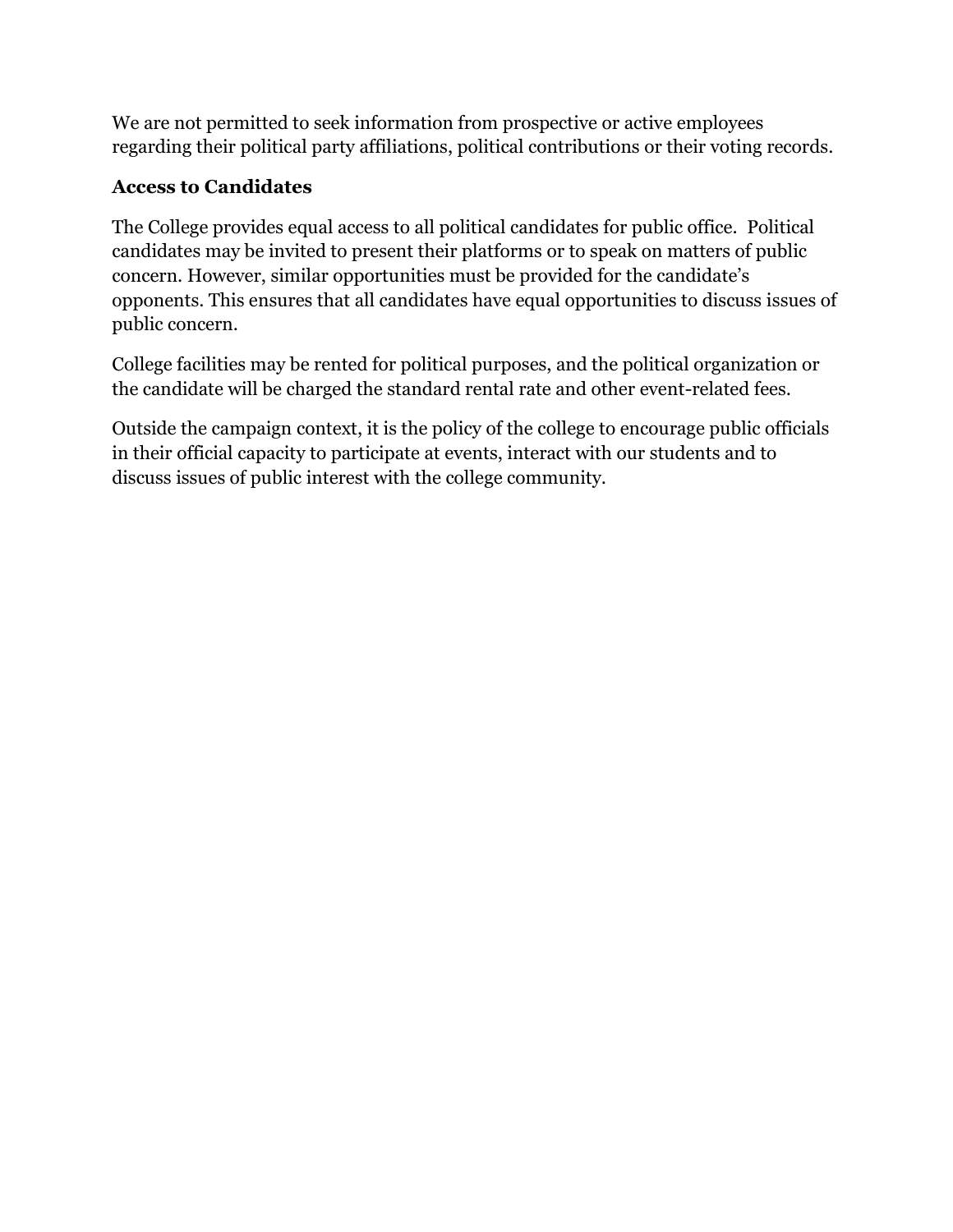We are not permitted to seek information from prospective or active employees regarding their political party affiliations, political contributions or their voting records.

**Access to Candidates**

The College provides equal access to all political candidates for public office. Political candidates may be invited to present their platforms or to speak on matters of public concern. However, similar opportunities must be provided for the candidate's opponents. This ensures that all candidates have equal opportunities to discuss issues of public concern.

College facilities may be rented for political purposes, and the political organization or the candidate will be charged the standard rental rate and other event-related fees.

Outside the campaign context, it is the policy of the college to encourage public officials in their official capacity to participate at events, interact with our students and to discuss issues of public interest with the college community.